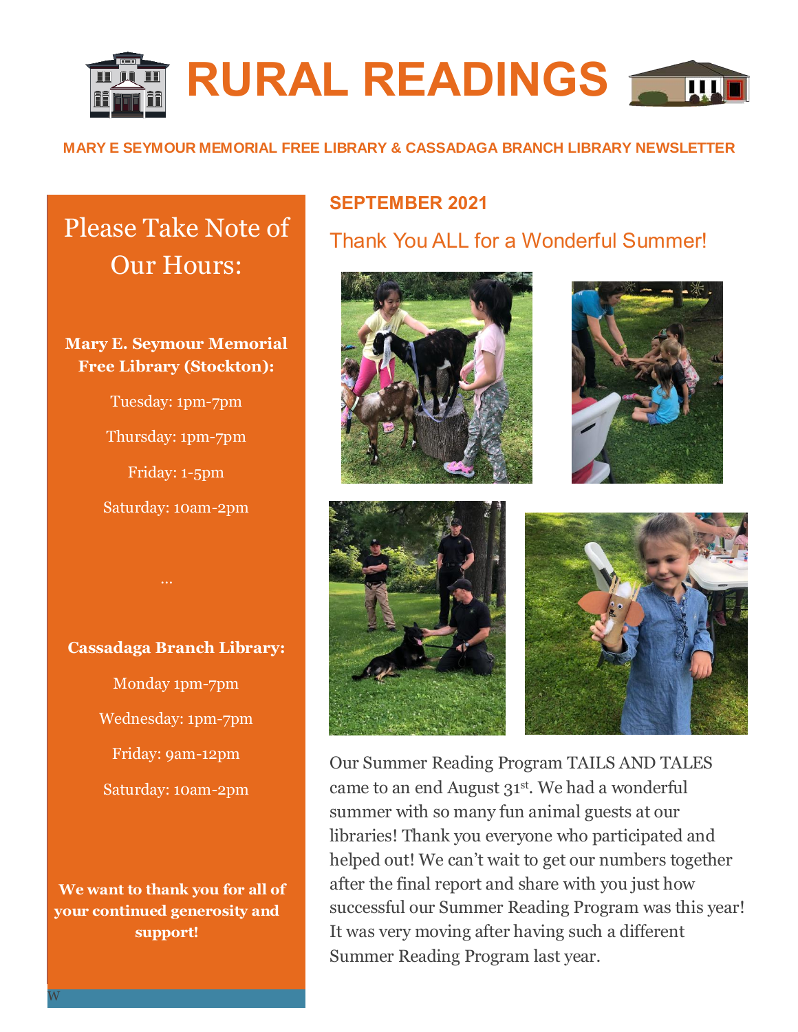# RURAL READINGS

**MARY E SEYMOUR MEMORIAL FREE LIBRARY & CASSADAGA BRANCH LIBRARY NEWSLETTER**

## Please Take Note of Our Hours:

**Mary E. Seymour Memorial Free Library (Stockton):**

Tuesday: 1pm-7pm

Thursday: 1pm-7pm

Friday: 1-5pm

Saturday: 10am-2pm

…

**Cassadaga Branch Library:**

Monday 1pm-7pm

Wednesday: 1pm-7pm

Friday: 9am-12pm

Saturday: 10am-2pm

**We want to thank you for all of your continued generosity and support!**

**SEPTEMBER 2021**

## Thank You ALL for a Wonderful Summer!

Our Summer Reading Program TAILS AND TALES came to an end August 31st. We had a wonderful summer with so many fun animal guests at our libraries! Thank you everyone who participated and helped out! We can't wait to get our numbers together after the final report and share with you just how successful our Summer Reading Program was this year! It was very moving after having such a different Summer Reading Program last year.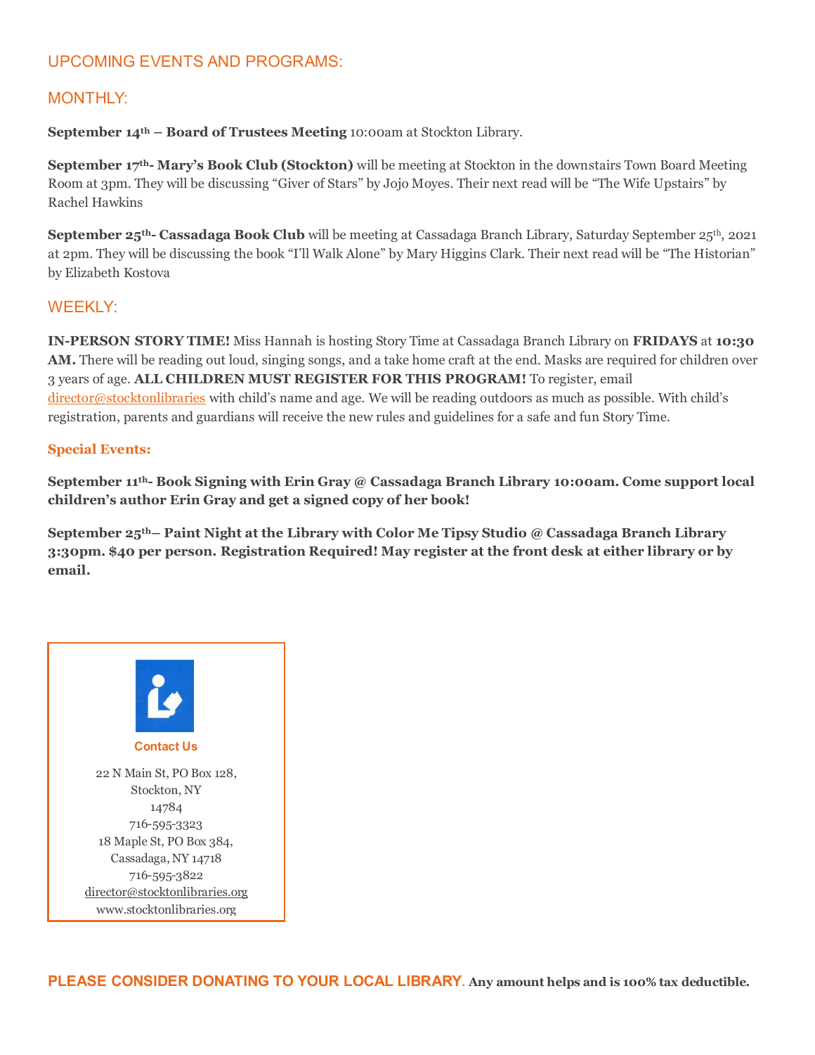## UPCOMING EVENTS AND PROGRAMS:

### MONTHLY:

**September 14th – Board of Trustees Meeting** 10:00am at Stockton Library.

**September 17th- Mary's Book Club (Stockton)** will be meeting at Stockton in the downstairs Town Board Meeting Room at 3pm. They will be discussing "Giver of Stars" by Jojo Moyes. Their next read will be "The Wife Upstairs" by Rachel Hawkins

**September 25th- Cassadaga Book Club** will be meeting at Cassadaga Branch Library, Saturday September 25th, 2021 at 2pm. They will be discussing the book "I'll Walk Alone" by Mary Higgins Clark. Their next read will be "The Historian" by Elizabeth Kostova

### WEEKLY:

**IN-PERSON STORY TIME!** Miss Hannah is hosting Story Time at Cassadaga Branch Library on **FRIDAYS** at **10:30 AM.** There will be reading out loud, singing songs, and a take home craft at the end. Masks are required for children over 3 years of age. **ALL CHILDREN MUST REGISTER FOR THIS PROGRAM!** To register, email director@stocktonlibraries with child's name and age. We will be reading outdoors as much as possible. With child's registration, parents and guardians will receive the new rules and guidelines for a safe and fun Story Time.

**Special Events:**

**September 11th- Book Signing with Erin Gray @ Cassadaga Branch Library 10:00am. Come support local children's author Erin Gray and get a signed copy of her book!**

**September 25th– Paint Night at the Library with Color Me Tipsy Studio @ Cassadaga Branch Library 3:30pm. $40 per person. Registration Required! May register at the front desk at either library or by email.**

**Contact Us**

22 N Main St, PO Box 128,
Stockton, NY
14784
716-595-3323
18 Maple St, PO Box 384,
Cassadaga, NY 14718
716-595-3822
director@stocktonlibraries.org
www.stocktonlibraries.org

**PLEASE CONSIDER DONATING TO YOUR LOCAL LIBRARY**. **Any amount helps and is 100% tax deductible.**